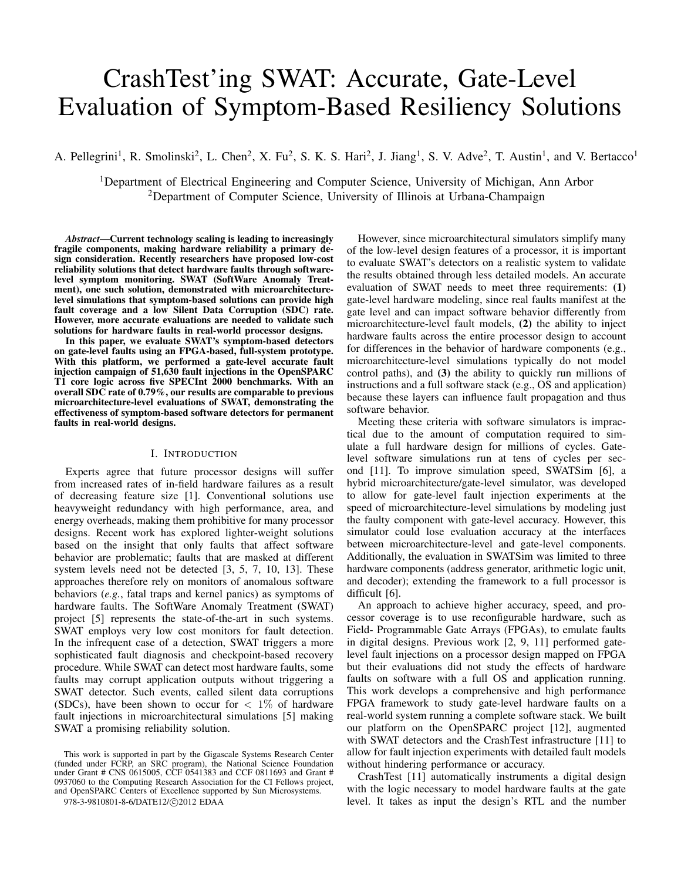# CrashTest'ing SWAT: Accurate, Gate-Level Evaluation of Symptom-Based Resiliency Solutions

A. Pellegrini[1], R. Smolinski[2], L. Chen[2], X. Fu[2], S. K. S. Hari[2], J. Jiang[1], S. V. Adve[2], T. Austin[1], and V. Bertacco[1]

[1]Department of Electrical Engineering and Computer Science, University of Michigan, Ann Arbor
[2]Department of Computer Science, University of Illinois at Urbana-Champaign

***Abstract*—Current technology scaling is leading to increasingly fragile components, making hardware reliability a primary design consideration. Recently researchers have proposed low-cost reliability solutions that detect hardware faults through software-level symptom monitoring. SWAT (SoftWare Anomaly Treatment), one such solution, demonstrated with microarchitecture-level simulations that symptom-based solutions can provide high fault coverage and a low Silent Data Corruption (SDC) rate. However, more accurate evaluations are needed to validate such solutions for hardware faults in real-world processor designs.**

**In this paper, we evaluate SWAT's symptom-based detectors on gate-level faults using an FPGA-based, full-system prototype. With this platform, we performed a gate-level accurate fault injection campaign of 51,630 fault injections in the OpenSPARC T1 core logic across five SPECInt 2000 benchmarks. With an overall SDC rate of 0.79%, our results are comparable to previous microarchitecture-level evaluations of SWAT, demonstrating the effectiveness of symptom-based software detectors for permanent faults in real-world designs.**

## I. Introduction

Experts agree that future processor designs will suffer from increased rates of in-field hardware failures as a result of decreasing feature size [1]. Conventional solutions use heavyweight redundancy with high performance, area, and energy overheads, making them prohibitive for many processor designs. Recent work has explored lighter-weight solutions based on the insight that only faults that affect software behavior are problematic; faults that are masked at different system levels need not be detected [3, 5, 7, 10, 13]. These approaches therefore rely on monitors of anomalous software behaviors (*e.g.*, fatal traps and kernel panics) as symptoms of hardware faults. The SoftWare Anomaly Treatment (SWAT) project [5] represents the state-of-the-art in such systems. SWAT employs very low cost monitors for fault detection. In the infrequent case of a detection, SWAT triggers a more sophisticated fault diagnosis and checkpoint-based recovery procedure. While SWAT can detect most hardware faults, some faults may corrupt application outputs without triggering a SWAT detector. Such events, called silent data corruptions (SDCs), have been shown to occur for $< 1\%$ of hardware fault injections in microarchitectural simulations [5] making SWAT a promising reliability solution.

However, since microarchitectural simulators simplify many of the low-level design features of a processor, it is important to evaluate SWAT's detectors on a realistic system to validate the results obtained through less detailed models. An accurate evaluation of SWAT needs to meet three requirements: **(1)** gate-level hardware modeling, since real faults manifest at the gate level and can impact software behavior differently from microarchitecture-level fault models, **(2)** the ability to inject hardware faults across the entire processor design to account for differences in the behavior of hardware components (e.g., microarchitecture-level simulations typically do not model control paths), and **(3)** the ability to quickly run millions of instructions and a full software stack (e.g., OS and application) because these layers can influence fault propagation and thus software behavior.

Meeting these criteria with software simulators is impractical due to the amount of computation required to simulate a full hardware design for millions of cycles. Gate-level software simulations run at tens of cycles per second [11]. To improve simulation speed, SWATSim [6], a hybrid microarchitecture/gate-level simulator, was developed to allow for gate-level fault injection experiments at the speed of microarchitecture-level simulations by modeling just the faulty component with gate-level accuracy. However, this simulator could lose evaluation accuracy at the interfaces between microarchitecture-level and gate-level components. Additionally, the evaluation in SWATSim was limited to three hardware components (address generator, arithmetic logic unit, and decoder); extending the framework to a full processor is difficult [6].

An approach to achieve higher accuracy, speed, and processor coverage is to use reconfigurable hardware, such as Field- Programmable Gate Arrays (FPGAs), to emulate faults in digital designs. Previous work [2, 9, 11] performed gate-level fault injections on a processor design mapped on FPGA but their evaluations did not study the effects of hardware faults on software with a full OS and application running. This work develops a comprehensive and high performance FPGA framework to study gate-level hardware faults on a real-world system running a complete software stack. We built our platform on the OpenSPARC project [12], augmented with SWAT detectors and the CrashTest infrastructure [11] to allow for fault injection experiments with detailed fault models without hindering performance or accuracy.

CrashTest [11] automatically instruments a digital design with the logic necessary to model hardware faults at the gate level. It takes as input the design's RTL and the number

This work is supported in part by the Gigascale Systems Research Center (funded under FCRP, an SRC program), the National Science Foundation under Grant # CNS 0615005, CCF 0541383 and CCF 0811693 and Grant # 0937060 to the Computing Research Association for the CI Fellows project, and OpenSPARC Centers of Excellence supported by Sun Microsystems.

978-3-9810801-8-6/DATE12/©2012 EDAA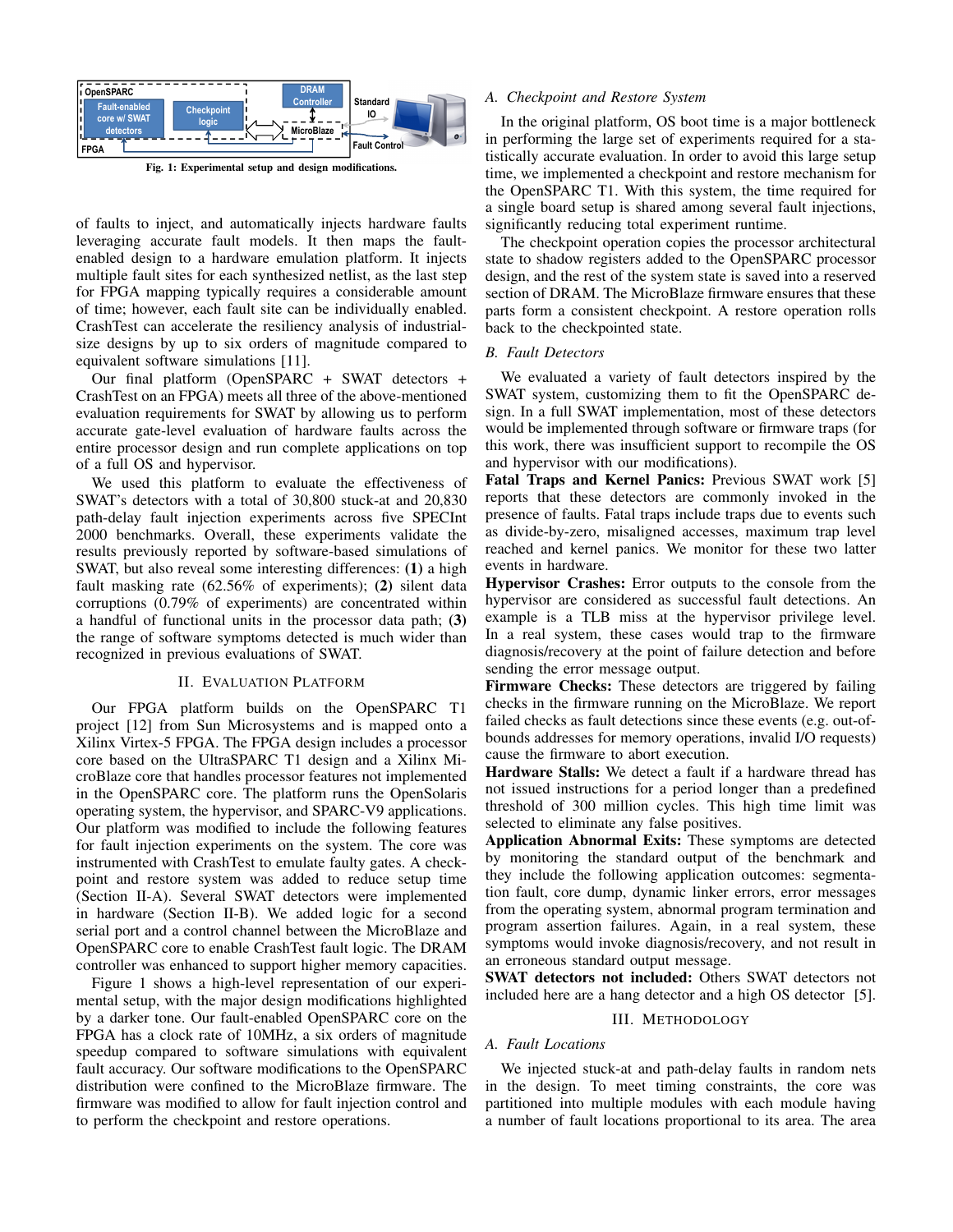OpenSPARC

Fault-enabled core w/ SWAT detectors

Checkpoint logic

DRAM Controller

MicroBlaze

FPGA

Standard IO

Fault Control

Fig. 1: Experimental setup and design modifications.

of faults to inject, and automatically injects hardware faults leveraging accurate fault models. It then maps the fault-enabled design to a hardware emulation platform. It injects multiple fault sites for each synthesized netlist, as the last step for FPGA mapping typically requires a considerable amount of time; however, each fault site can be individually enabled. CrashTest can accelerate the resiliency analysis of industrial-size designs by up to six orders of magnitude compared to equivalent software simulations [11].

Our final platform (OpenSPARC + SWAT detectors + CrashTest on an FPGA) meets all three of the above-mentioned evaluation requirements for SWAT by allowing us to perform accurate gate-level evaluation of hardware faults across the entire processor design and run complete applications on top of a full OS and hypervisor.

We used this platform to evaluate the effectiveness of SWAT's detectors with a total of 30,800 stuck-at and 20,830 path-delay fault injection experiments across five SPECInt 2000 benchmarks. Overall, these experiments validate the results previously reported by software-based simulations of SWAT, but also reveal some interesting differences: **(1)** a high fault masking rate (62.56% of experiments); **(2)** silent data corruptions (0.79% of experiments) are concentrated within a handful of functional units in the processor data path; **(3)** the range of software symptoms detected is much wider than recognized in previous evaluations of SWAT.

## II. Evaluation Platform

Our FPGA platform builds on the OpenSPARC T1 project [12] from Sun Microsystems and is mapped onto a Xilinx Virtex-5 FPGA. The FPGA design includes a processor core based on the UltraSPARC T1 design and a Xilinx MicroBlaze core that handles processor features not implemented in the OpenSPARC core. The platform runs the OpenSolaris operating system, the hypervisor, and SPARC-V9 applications. Our platform was modified to include the following features for fault injection experiments on the system. The core was instrumented with CrashTest to emulate faulty gates. A checkpoint and restore system was added to reduce setup time (Section II-A). Several SWAT detectors were implemented in hardware (Section II-B). We added logic for a second serial port and a control channel between the MicroBlaze and OpenSPARC core to enable CrashTest fault logic. The DRAM controller was enhanced to support higher memory capacities.

Figure 1 shows a high-level representation of our experimental setup, with the major design modifications highlighted by a darker tone. Our fault-enabled OpenSPARC core on the FPGA has a clock rate of 10MHz, a six orders of magnitude speedup compared to software simulations with equivalent fault accuracy. Our software modifications to the OpenSPARC distribution were confined to the MicroBlaze firmware. The firmware was modified to allow for fault injection control and to perform the checkpoint and restore operations.

### A. Checkpoint and Restore System

In the original platform, OS boot time is a major bottleneck in performing the large set of experiments required for a statistically accurate evaluation. In order to avoid this large setup time, we implemented a checkpoint and restore mechanism for the OpenSPARC T1. With this system, the time required for a single board setup is shared among several fault injections, significantly reducing total experiment runtime.

The checkpoint operation copies the processor architectural state to shadow registers added to the OpenSPARC processor design, and the rest of the system state is saved into a reserved section of DRAM. The MicroBlaze firmware ensures that these parts form a consistent checkpoint. A restore operation rolls back to the checkpointed state.

### B. Fault Detectors

We evaluated a variety of fault detectors inspired by the SWAT system, customizing them to fit the OpenSPARC design. In a full SWAT implementation, most of these detectors would be implemented through software or firmware traps (for this work, there was insufficient support to recompile the OS and hypervisor with our modifications).

**Fatal Traps and Kernel Panics:** Previous SWAT work [5] reports that these detectors are commonly invoked in the presence of faults. Fatal traps include traps due to events such as divide-by-zero, misaligned accesses, maximum trap level reached and kernel panics. We monitor for these two latter events in hardware.

**Hypervisor Crashes:** Error outputs to the console from the hypervisor are considered as successful fault detections. An example is a TLB miss at the hypervisor privilege level. In a real system, these cases would trap to the firmware diagnosis/recovery at the point of failure detection and before sending the error message output.

**Firmware Checks:** These detectors are triggered by failing checks in the firmware running on the MicroBlaze. We report failed checks as fault detections since these events (e.g. out-of-bounds addresses for memory operations, invalid I/O requests) cause the firmware to abort execution.

**Hardware Stalls:** We detect a fault if a hardware thread has not issued instructions for a period longer than a predefined threshold of 300 million cycles. This high time limit was selected to eliminate any false positives.

**Application Abnormal Exits:** These symptoms are detected by monitoring the standard output of the benchmark and they include the following application outcomes: segmentation fault, core dump, dynamic linker errors, error messages from the operating system, abnormal program termination and program assertion failures. Again, in a real system, these symptoms would invoke diagnosis/recovery, and not result in an erroneous standard output message.

**SWAT detectors not included:** Others SWAT detectors not included here are a hang detector and a high OS detector [5].

## III. Methodology

### A. Fault Locations

We injected stuck-at and path-delay faults in random nets in the design. To meet timing constraints, the core was partitioned into multiple modules with each module having a number of fault locations proportional to its area. The area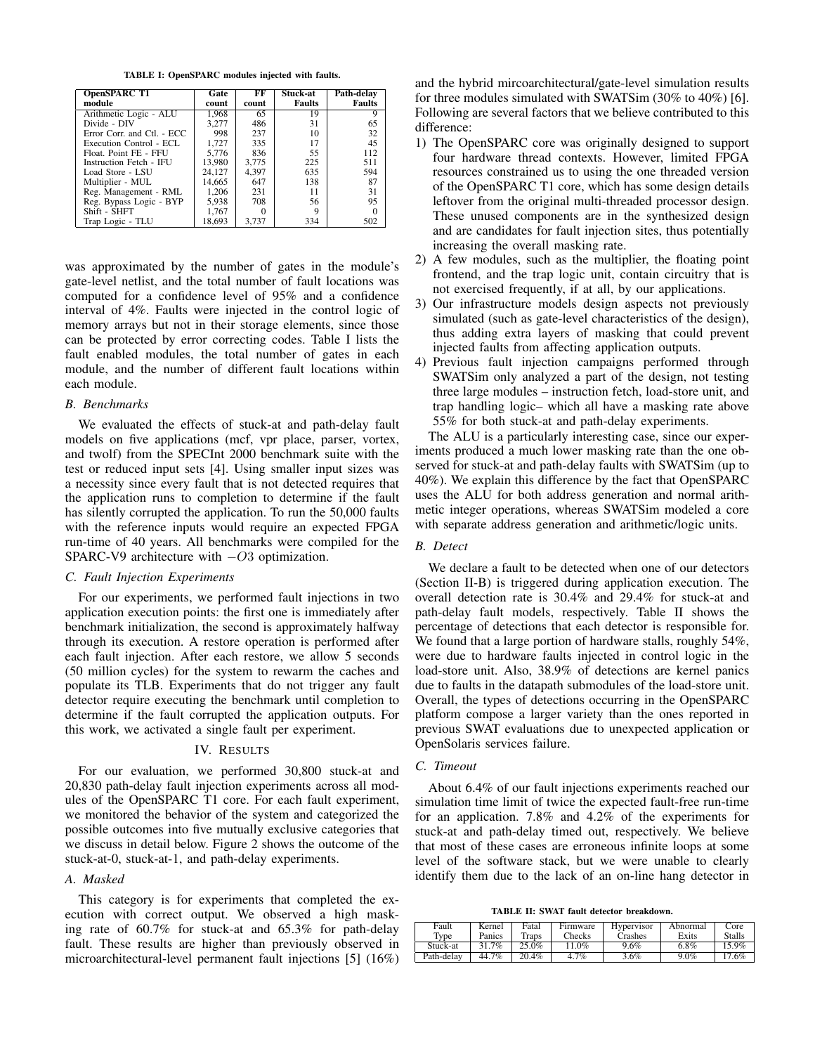TABLE I: OpenSPARC modules injected with faults.

| OpenSPARC T1 module | Gate count | FF count | Stuck-at Faults | Path-delay Faults |
|---|---|---|---|---|
| Arithmetic Logic - ALU | 1,968 | 65 | 19 | 9 |
| Divide - DIV | 3,277 | 486 | 31 | 65 |
| Error Corr. and Ctl. - ECC | 998 | 237 | 10 | 32 |
| Execution Control - ECL | 1,727 | 335 | 17 | 45 |
| Float. Point FE - FFU | 5,776 | 836 | 55 | 112 |
| Instruction Fetch - IFU | 13,980 | 3,775 | 225 | 511 |
| Load Store - LSU | 24,127 | 4,397 | 635 | 594 |
| Multiplier - MUL | 14,665 | 647 | 138 | 87 |
| Reg. Management - RML | 1,206 | 231 | 11 | 31 |
| Reg. Bypass Logic - BYP | 5,938 | 708 | 56 | 95 |
| Shift - SHFT | 1,767 | 0 | 9 | 0 |
| Trap Logic - TLU | 18,693 | 3,737 | 334 | 502 |

was approximated by the number of gates in the module's gate-level netlist, and the total number of fault locations was computed for a confidence level of 95% and a confidence interval of 4%. Faults were injected in the control logic of memory arrays but not in their storage elements, since those can be protected by error correcting codes. Table I lists the fault enabled modules, the total number of gates in each module, and the number of different fault locations within each module.

### B. Benchmarks

We evaluated the effects of stuck-at and path-delay fault models on five applications (mcf, vpr place, parser, vortex, and twolf) from the SPECInt 2000 benchmark suite with the test or reduced input sets [4]. Using smaller input sizes was a necessity since every fault that is not detected requires that the application runs to completion to determine if the fault has silently corrupted the application. To run the 50,000 faults with the reference inputs would require an expected FPGA run-time of 40 years. All benchmarks were compiled for the SPARC-V9 architecture with $-O3$ optimization.

### C. Fault Injection Experiments

For our experiments, we performed fault injections in two application execution points: the first one is immediately after benchmark initialization, the second is approximately halfway through its execution. A restore operation is performed after each fault injection. After each restore, we allow 5 seconds (50 million cycles) for the system to rewarm the caches and populate its TLB. Experiments that do not trigger any fault detector require executing the benchmark until completion to determine if the fault corrupted the application outputs. For this work, we activated a single fault per experiment.

## IV. Results

For our evaluation, we performed 30,800 stuck-at and 20,830 path-delay fault injection experiments across all modules of the OpenSPARC T1 core. For each fault experiment, we monitored the behavior of the system and categorized the possible outcomes into five mutually exclusive categories that we discuss in detail below. Figure 2 shows the outcome of the stuck-at-0, stuck-at-1, and path-delay experiments.

### A. Masked

This category is for experiments that completed the execution with correct output. We observed a high masking rate of 60.7% for stuck-at and 65.3% for path-delay fault. These results are higher than previously observed in microarchitectural-level permanent fault injections [5] (16%) and the hybrid mircoarchitectural/gate-level simulation results for three modules simulated with SWATSim (30% to 40%) [6]. Following are several factors that we believe contributed to this difference:

1) The OpenSPARC core was originally designed to support four hardware thread contexts. However, limited FPGA resources constrained us to using the one threaded version of the OpenSPARC T1 core, which has some design details leftover from the original multi-threaded processor design. These unused components are in the synthesized design and are candidates for fault injection sites, thus potentially increasing the overall masking rate.
2) A few modules, such as the multiplier, the floating point frontend, and the trap logic unit, contain circuitry that is not exercised frequently, if at all, by our applications.
3) Our infrastructure models design aspects not previously simulated (such as gate-level characteristics of the design), thus adding extra layers of masking that could prevent injected faults from affecting application outputs.
4) Previous fault injection campaigns performed through SWATSim only analyzed a part of the design, not testing three large modules – instruction fetch, load-store unit, and trap handling logic– which all have a masking rate above 55% for both stuck-at and path-delay experiments.

The ALU is a particularly interesting case, since our experiments produced a much lower masking rate than the one observed for stuck-at and path-delay faults with SWATSim (up to 40%). We explain this difference by the fact that OpenSPARC uses the ALU for both address generation and normal arithmetic integer operations, whereas SWATSim modeled a core with separate address generation and arithmetic/logic units.

### B. Detect

We declare a fault to be detected when one of our detectors (Section II-B) is triggered during application execution. The overall detection rate is 30.4% and 29.4% for stuck-at and path-delay fault models, respectively. Table II shows the percentage of detections that each detector is responsible for. We found that a large portion of hardware stalls, roughly 54%, were due to hardware faults injected in control logic in the load-store unit. Also, 38.9% of detections are kernel panics due to faults in the datapath submodules of the load-store unit. Overall, the types of detections occurring in the OpenSPARC platform compose a larger variety than the ones reported in previous SWAT evaluations due to unexpected application or OpenSolaris services failure.

### C. Timeout

About 6.4% of our fault injections experiments reached our simulation time limit of twice the expected fault-free run-time for an application. 7.8% and 4.2% of the experiments for stuck-at and path-delay timed out, respectively. We believe that most of these cases are erroneous infinite loops at some level of the software stack, but we were unable to clearly identify them due to the lack of an on-line hang detector in

TABLE II: SWAT fault detector breakdown.

| Fault Type | Kernel Panics | Fatal Traps | Firmware Checks | Hypervisor Crashes | Abnormal Exits | Core Stalls |
|---|---|---|---|---|---|---|
| Stuck-at | 31.7% | 25.0% | 11.0% | 9.6% | 6.8% | 15.9% |
| Path-delay | 44.7% | 20.4% | 4.7% | 3.6% | 9.0% | 17.6% |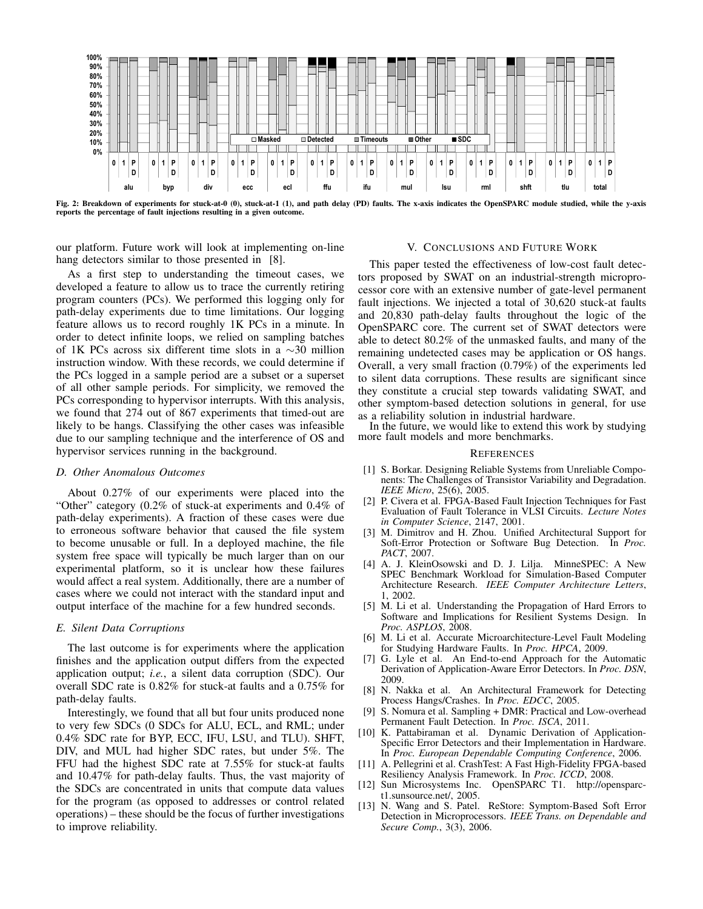100%
90%
80%
70%
60%
50%
40%
30%
20%
10%
0%

Masked Detected Timeouts Other SDC

0 1 PD | 0 1 PD | 0 1 PD | 0 1 PD | 0 1 PD | 0 1 PD | 0 1 PD | 0 1 PD | 0 1 PD | 0 1 PD | 0 1 PD | 0 1 PD | 0 1 PD

alu byp div ecc ecl ffu ifu mul lsu rml shft tlu total

**Fig. 2: Breakdown of experiments for stuck-at-0 (0), stuck-at-1 (1), and path delay (PD) faults. The x-axis indicates the OpenSPARC module studied, while the y-axis reports the percentage of fault injections resulting in a given outcome.**

our platform. Future work will look at implementing on-line hang detectors similar to those presented in [8].

As a first step to understanding the timeout cases, we developed a feature to allow us to trace the currently retiring program counters (PCs). We performed this logging only for path-delay experiments due to time limitations. Our logging feature allows us to record roughly 1K PCs in a minute. In order to detect infinite loops, we relied on sampling batches of 1K PCs across six different time slots in a $\sim$30 million instruction window. With these records, we could determine if the PCs logged in a sample period are a subset or a superset of all other sample periods. For simplicity, we removed the PCs corresponding to hypervisor interrupts. With this analysis, we found that 274 out of 867 experiments that timed-out are likely to be hangs. Classifying the other cases was infeasible due to our sampling technique and the interference of OS and hypervisor services running in the background.

### *D. Other Anomalous Outcomes*

About 0.27% of our experiments were placed into the "Other" category (0.2% of stuck-at experiments and 0.4% of path-delay experiments). A fraction of these cases were due to erroneous software behavior that caused the file system to become unusable or full. In a deployed machine, the file system free space will typically be much larger than on our experimental platform, so it is unclear how these failures would affect a real system. Additionally, there are a number of cases where we could not interact with the standard input and output interface of the machine for a few hundred seconds.

### *E. Silent Data Corruptions*

The last outcome is for experiments where the application finishes and the application output differs from the expected application output; *i.e.*, a silent data corruption (SDC). Our overall SDC rate is 0.82% for stuck-at faults and a 0.75% for path-delay faults.

Interestingly, we found that all but four units produced none to very few SDCs (0 SDCs for ALU, ECL, and RML; under 0.4% SDC rate for BYP, ECC, IFU, LSU, and TLU). SHFT, DIV, and MUL had higher SDC rates, but under 5%. The FFU had the highest SDC rate at 7.55% for stuck-at faults and 10.47% for path-delay faults. Thus, the vast majority of the SDCs are concentrated in units that compute data values for the program (as opposed to addresses or control related operations) – these should be the focus of further investigations to improve reliability.

## V. Conclusions and Future Work

This paper tested the effectiveness of low-cost fault detectors proposed by SWAT on an industrial-strength microprocessor core with an extensive number of gate-level permanent fault injections. We injected a total of 30,620 stuck-at faults and 20,830 path-delay faults throughout the logic of the OpenSPARC core. The current set of SWAT detectors were able to detect 80.2% of the unmasked faults, and many of the remaining undetected cases may be application or OS hangs. Overall, a very small fraction (0.79%) of the experiments led to silent data corruptions. These results are significant since they constitute a crucial step towards validating SWAT, and other symptom-based detection solutions in general, for use as a reliability solution in industrial hardware.

In the future, we would like to extend this work by studying more fault models and more benchmarks.

## References

[1] S. Borkar. Designing Reliable Systems from Unreliable Components: The Challenges of Transistor Variability and Degradation. *IEEE Micro*, 25(6), 2005.

[2] P. Civera et al. FPGA-Based Fault Injection Techniques for Fast Evaluation of Fault Tolerance in VLSI Circuits. *Lecture Notes in Computer Science*, 2147, 2001.

[3] M. Dimitrov and H. Zhou. Unified Architectural Support for Soft-Error Protection or Software Bug Detection. In *Proc. PACT*, 2007.

[4] A. J. KleinOsowski and D. J. Lilja. MinneSPEC: A New SPEC Benchmark Workload for Simulation-Based Computer Architecture Research. *IEEE Computer Architecture Letters*, 1, 2002.

[5] M. Li et al. Understanding the Propagation of Hard Errors to Software and Implications for Resilient Systems Design. In *Proc. ASPLOS*, 2008.

[6] M. Li et al. Accurate Microarchitecture-Level Fault Modeling for Studying Hardware Faults. In *Proc. HPCA*, 2009.

[7] G. Lyle et al. An End-to-end Approach for the Automatic Derivation of Application-Aware Error Detectors. In *Proc. DSN*, 2009.

[8] N. Nakka et al. An Architectural Framework for Detecting Process Hangs/Crashes. In *Proc. EDCC*, 2005.

[9] S. Nomura et al. Sampling + DMR: Practical and Low-overhead Permanent Fault Detection. In *Proc. ISCA*, 2011.

[10] K. Pattabiraman et al. Dynamic Derivation of Application-Specific Error Detectors and their Implementation in Hardware. In *Proc. European Dependable Computing Conference*, 2006.

[11] A. Pellegrini et al. CrashTest: A Fast High-Fidelity FPGA-based Resiliency Analysis Framework. In *Proc. ICCD*, 2008.

[12] Sun Microsystems Inc. OpenSPARC T1. http://opensparc-t1.sunsource.net/, 2005.

[13] N. Wang and S. Patel. ReStore: Symptom-Based Soft Error Detection in Microprocessors. *IEEE Trans. on Dependable and Secure Comp.*, 3(3), 2006.